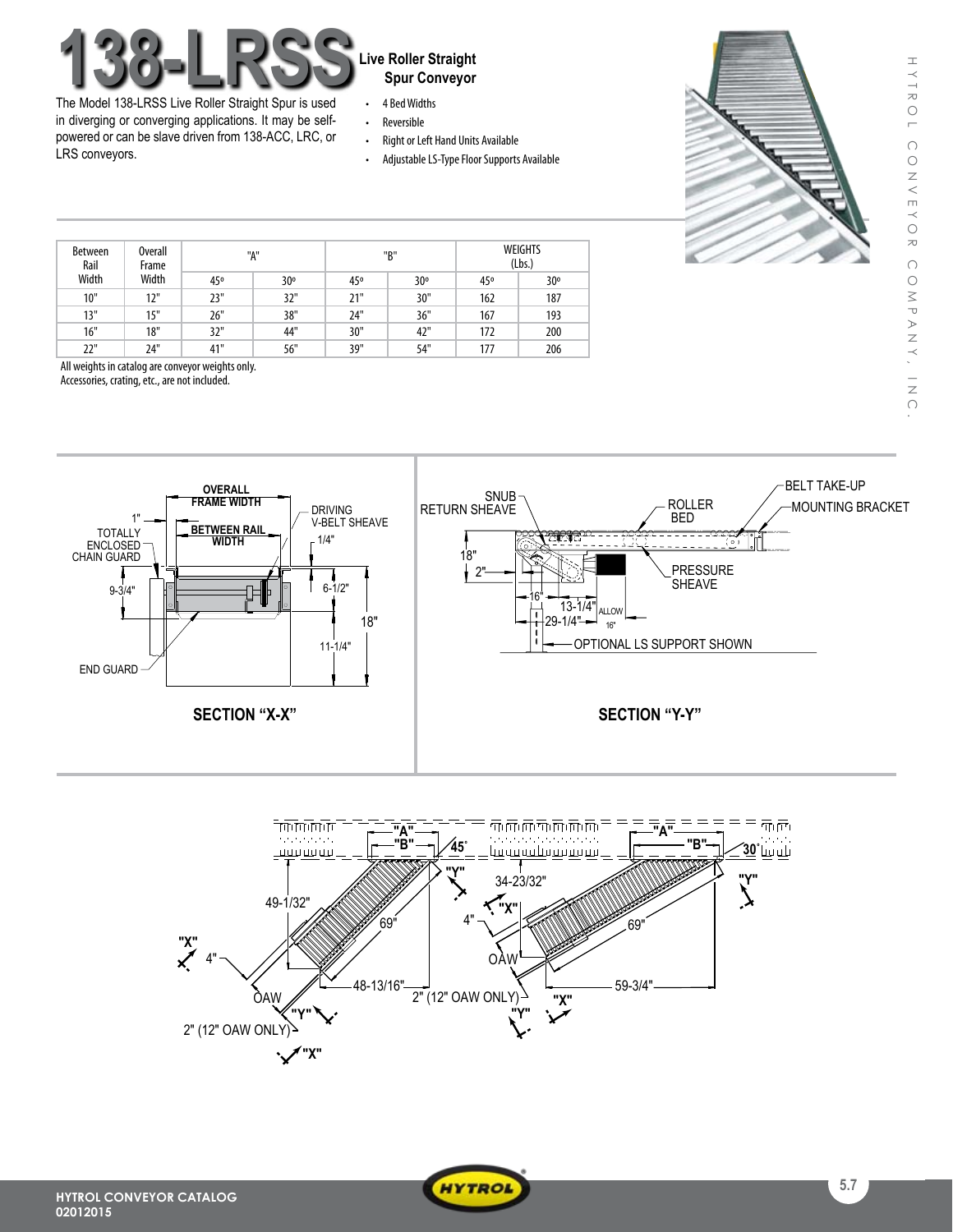# 138-LRSS

**Live Roller Straight Spur Conveyor**

The Model 138-LRSS Live Roller Straight Spur is used in diverging or converging applications. It may be self-powered or can be slave driven from 138-ACC, LRC, or LRS conveyors.

- 4 Bed Widths
- Reversible
- Right or Left Hand Units Available
- Adjustable LS-Type Floor Supports Available

| Between Rail Width | Overall Frame Width | "A" | | "B" | | WEIGHTS (Lbs.) | |
|---|---|---|---|---|---|---|---|
| | | 45º | 30º | 45º | 30º | 45º | 30º |
| 10" | 12" | 23" | 32" | 21" | 30" | 162 | 187 |
| 13" | 15" | 26" | 38" | 24" | 36" | 167 | 193 |
| 16" | 18" | 32" | 44" | 30" | 42" | 172 | 200 |
| 22" | 24" | 41" | 56" | 39" | 54" | 177 | 206 |

All weights in catalog are conveyor weights only.
Accessories, crating, etc., are not included.

OVERALL FRAME WIDTH
1"
BETWEEN RAIL WIDTH
DRIVING V-BELT SHEAVE
1/4"
TOTALLY ENCLOSED CHAIN GUARD
9-3/4"
6-1/2"
18"
11-1/4"
END GUARD

**SECTION "X-X"**

SNUB RETURN SHEAVE
ROLLER BED
BELT TAKE-UP
MOUNTING BRACKET
18"
2"
PRESSURE SHEAVE
16"
13-1/4"
29-1/4"
ALLOW 16"
OPTIONAL LS SUPPORT SHOWN

**SECTION "Y-Y"**

"A"
"B"
45°
"Y"
49-1/32"
69"
"X"
4"
OAW
48-13/16"
2" (12" OAW ONLY)
"Y"
"X"
34-23/32"
"X"
4"
OAW
"A"
"B"
30°
"Y"
69"
59-3/4"
2" (12" OAW ONLY)
"X"
"Y"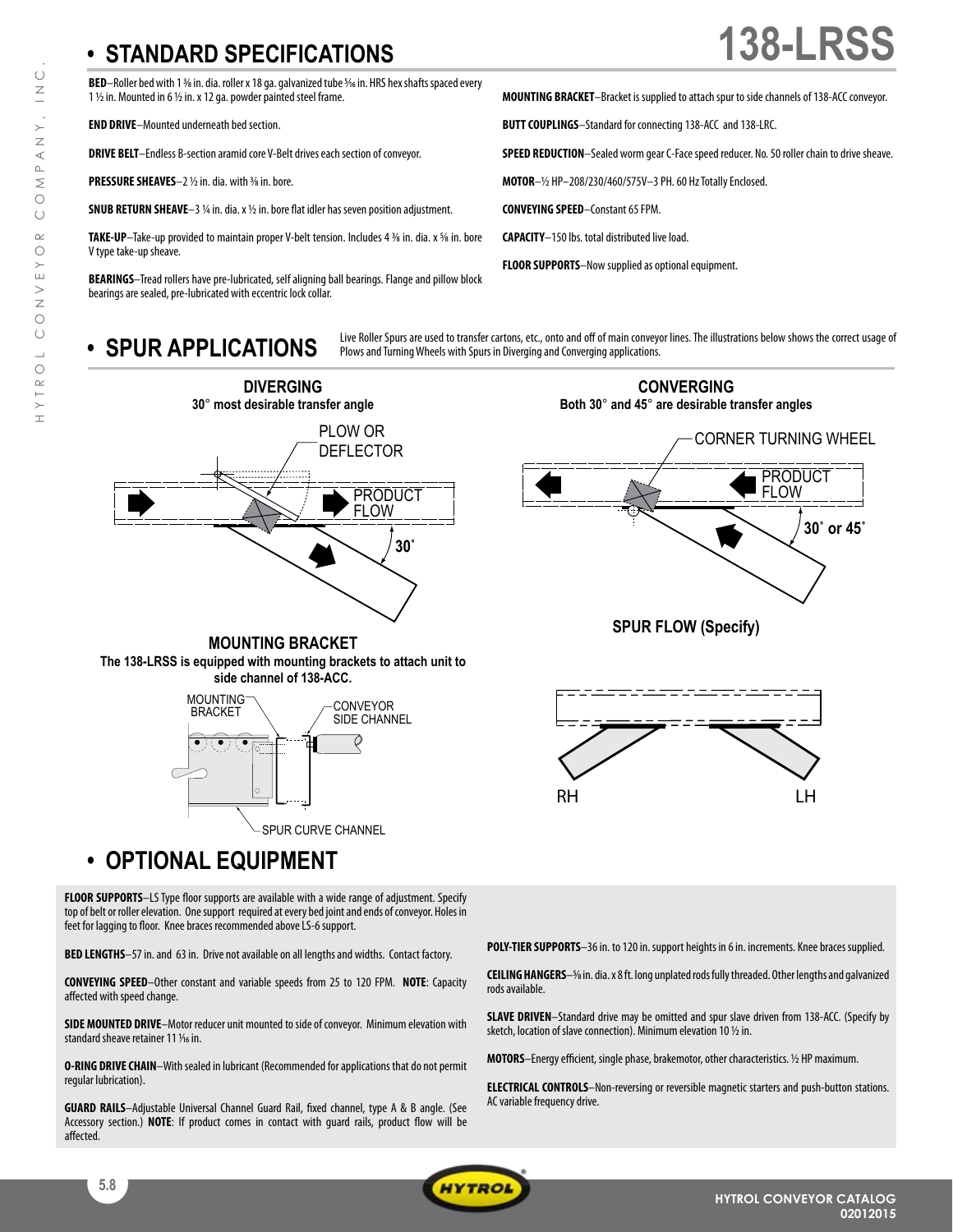# 138-LRSS

## • STANDARD SPECIFICATIONS

**BED**–Roller bed with 1 ⅜ in. dia. roller x 18 ga. galvanized tube 5⁄16 in. HRS hex shafts spaced every 1 ½ in. Mounted in 6 ½ in. x 12 ga. powder painted steel frame.

**END DRIVE**–Mounted underneath bed section.

**DRIVE BELT**–Endless B-section aramid core V-Belt drives each section of conveyor.

**PRESSURE SHEAVES**–2 ½ in. dia. with ⅜ in. bore.

**SNUB RETURN SHEAVE**–3 ¼ in. dia. x ½ in. bore flat idler has seven position adjustment.

**TAKE-UP**–Take-up provided to maintain proper V-belt tension. Includes 4 ⅜ in. dia. x ⅝ in. bore V type take-up sheave.

**BEARINGS**–Tread rollers have pre-lubricated, self aligning ball bearings. Flange and pillow block bearings are sealed, pre-lubricated with eccentric lock collar.

**MOUNTING BRACKET**–Bracket is supplied to attach spur to side channels of 138-ACC conveyor.

**BUTT COUPLINGS**–Standard for connecting 138-ACC and 138-LRC.

**SPEED REDUCTION**–Sealed worm gear C-Face speed reducer. No. 50 roller chain to drive sheave.

**MOTOR**–½ HP–208/230/460/575V–3 PH. 60 Hz Totally Enclosed.

**CONVEYING SPEED**–Constant 65 FPM.

**CAPACITY**–150 lbs. total distributed live load.

**FLOOR SUPPORTS**–Now supplied as optional equipment.

## • SPUR APPLICATIONS

Live Roller Spurs are used to transfer cartons, etc., onto and off of main conveyor lines. The illustrations below shows the correct usage of Plows and Turning Wheels with Spurs in Diverging and Converging applications.

**DIVERGING**
**30° most desirable transfer angle**

PLOW OR DEFLECTOR
PRODUCT FLOW
30°

**CONVERGING**
**Both 30° and 45° are desirable transfer angles**

CORNER TURNING WHEEL
PRODUCT FLOW
30° or 45°

**MOUNTING BRACKET**
**The 138-LRSS is equipped with mounting brackets to attach unit to side channel of 138-ACC.**

MOUNTING BRACKET
CONVEYOR SIDE CHANNEL
SPUR CURVE CHANNEL

**SPUR FLOW (Specify)**

RH
LH

## • OPTIONAL EQUIPMENT

**FLOOR SUPPORTS**–LS Type floor supports are available with a wide range of adjustment. Specify top of belt or roller elevation. One support required at every bed joint and ends of conveyor. Holes in feet for lagging to floor. Knee braces recommended above LS-6 support.

**BED LENGTHS**–57 in. and 63 in. Drive not available on all lengths and widths. Contact factory.

**CONVEYING SPEED**–Other constant and variable speeds from 25 to 120 FPM. **NOTE**: Capacity affected with speed change.

**SIDE MOUNTED DRIVE**–Motor reducer unit mounted to side of conveyor. Minimum elevation with standard sheave retainer 11 1⁄16 in.

**O-RING DRIVE CHAIN**–With sealed in lubricant (Recommended for applications that do not permit regular lubrication).

**GUARD RAILS**–Adjustable Universal Channel Guard Rail, fixed channel, type A & B angle. (See Accessory section.) **NOTE**: If product comes in contact with guard rails, product flow will be affected.

**POLY-TIER SUPPORTS**–36 in. to 120 in. support heights in 6 in. increments. Knee braces supplied.

**CEILING HANGERS**–⅝ in. dia. x 8 ft. long unplated rods fully threaded. Other lengths and galvanized rods available.

**SLAVE DRIVEN**–Standard drive may be omitted and spur slave driven from 138-ACC. (Specify by sketch, location of slave connection). Minimum elevation 10 ½ in.

**MOTORS**–Energy efficient, single phase, brakemotor, other characteristics. ½ HP maximum.

**ELECTRICAL CONTROLS**–Non-reversing or reversible magnetic starters and push-button stations. AC variable frequency drive.